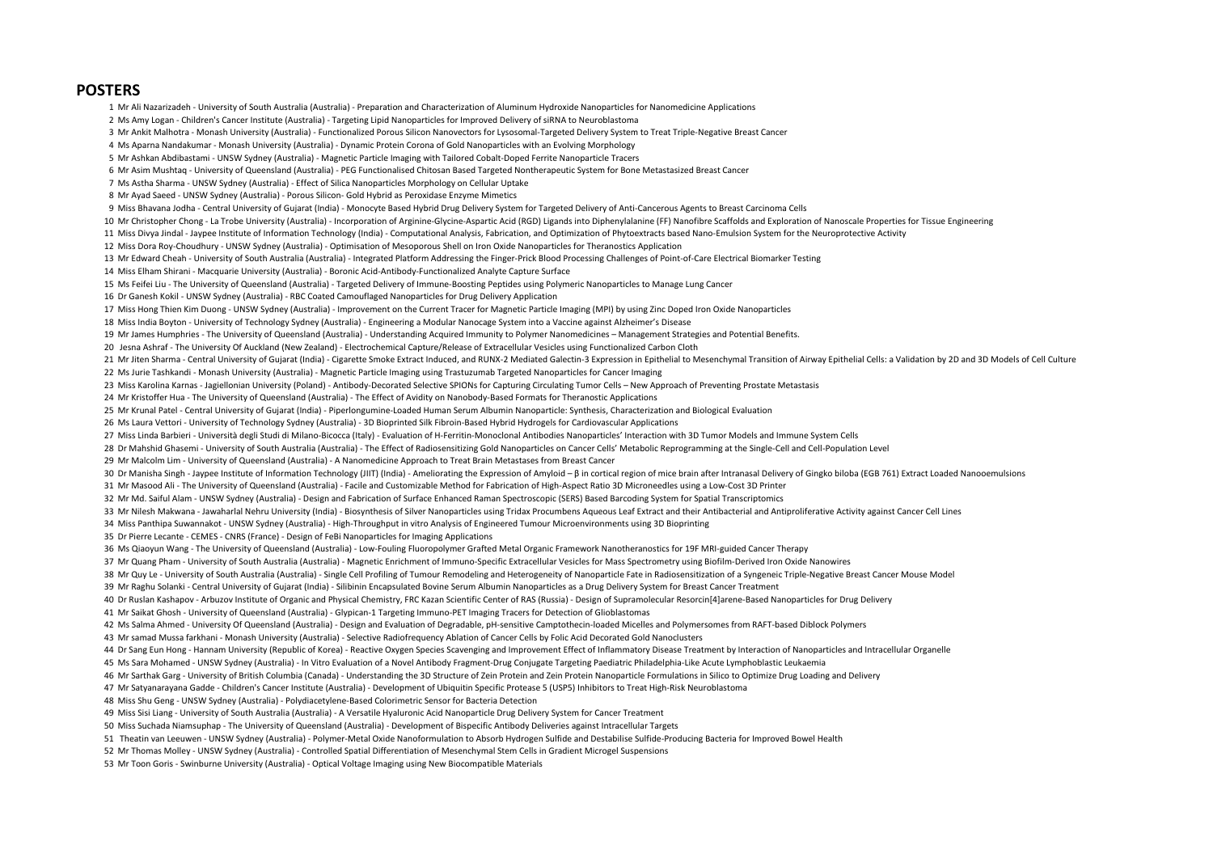## POSTERS

1 Mr Ali Nazarizadeh - University of South Australia (Australia) - Preparation and Characterization of Aluminum Hydroxide Nanoparticles for Nanomedicine Applications
2 Ms Amy Logan - Children's Cancer Institute (Australia) - Targeting Lipid Nanoparticles for Improved Delivery of siRNA to Neuroblastoma
3 Mr Ankit Malhotra - Monash University (Australia) - Functionalized Porous Silicon Nanovectors for Lysosomal-Targeted Delivery System to Treat Triple-Negative Breast Cancer
4 Ms Aparna Nandakumar - Monash University (Australia) - Dynamic Protein Corona of Gold Nanoparticles with an Evolving Morphology
5 Mr Ashkan Abdibastami - UNSW Sydney (Australia) - Magnetic Particle Imaging with Tailored Cobalt-Doped Ferrite Nanoparticle Tracers
6 Mr Asim Mushtaq - University of Queensland (Australia) - PEG Functionalised Chitosan Based Targeted Nontherapeutic System for Bone Metastasized Breast Cancer
7 Ms Astha Sharma - UNSW Sydney (Australia) - Effect of Silica Nanoparticles Morphology on Cellular Uptake
8 Mr Ayad Saeed - UNSW Sydney (Australia) - Porous Silicon- Gold Hybrid as Peroxidase Enzyme Mimetics
9 Miss Bhavana Jodha - Central University of Gujarat (India) - Monocyte Based Hybrid Drug Delivery System for Targeted Delivery of Anti-Cancerous Agents to Breast Carcinoma Cells
10 Mr Christopher Chong - La Trobe University (Australia) - Incorporation of Arginine-Glycine-Aspartic Acid (RGD) Ligands into Diphenylalanine (FF) Nanofibre Scaffolds and Exploration of Nanoscale Properties for Tissue Engineering
11 Miss Divya Jindal - Jaypee Institute of Information Technology (India) - Computational Analysis, Fabrication, and Optimization of Phytoextracts based Nano-Emulsion System for the Neuroprotective Activity
12 Miss Dora Roy-Choudhury - UNSW Sydney (Australia) - Optimisation of Mesoporous Shell on Iron Oxide Nanoparticles for Theranostics Application
13 Mr Edward Cheah - University of South Australia (Australia) - Integrated Platform Addressing the Finger-Prick Blood Processing Challenges of Point-of-Care Electrical Biomarker Testing
14 Miss Elham Shirani - Macquarie University (Australia) - Boronic Acid-Antibody-Functionalized Analyte Capture Surface
15 Ms Feifei Liu - The University of Queensland (Australia) - Targeted Delivery of Immune-Boosting Peptides using Polymeric Nanoparticles to Manage Lung Cancer
16 Dr Ganesh Kokil - UNSW Sydney (Australia) - RBC Coated Camouflaged Nanoparticles for Drug Delivery Application
17 Miss Hong Thien Kim Duong - UNSW Sydney (Australia) - Improvement on the Current Tracer for Magnetic Particle Imaging (MPI) by using Zinc Doped Iron Oxide Nanoparticles
18 Miss India Boyton - University of Technology Sydney (Australia) - Engineering a Modular Nanocage System into a Vaccine against Alzheimer's Disease
19 Mr James Humphries - The University of Queensland (Australia) - Understanding Acquired Immunity to Polymer Nanomedicines – Management Strategies and Potential Benefits.
20 Jesna Ashraf - The University Of Auckland (New Zealand) - Electrochemical Capture/Release of Extracellular Vesicles using Functionalized Carbon Cloth
21 Mr Jiten Sharma - Central University of Gujarat (India) - Cigarette Smoke Extract Induced, and RUNX-2 Mediated Galectin-3 Expression in Epithelial to Mesenchymal Transition of Airway Epithelial Cells: a Validation by 2D and 3D Models of Cell Culture
22 Ms Jurie Tashkandi - Monash University (Australia) - Magnetic Particle Imaging using Trastuzumab Targeted Nanoparticles for Cancer Imaging
23 Miss Karolina Karnas - Jagiellonian University (Poland) - Antibody-Decorated Selective SPIONs for Capturing Circulating Tumor Cells – New Approach of Preventing Prostate Metastasis
24 Mr Kristoffer Hua - The University of Queensland (Australia) - The Effect of Avidity on Nanobody-Based Formats for Theranostic Applications
25 Mr Krunal Patel - Central University of Gujarat (India) - Piperlongumine-Loaded Human Serum Albumin Nanoparticle: Synthesis, Characterization and Biological Evaluation
26 Ms Laura Vettori - University of Technology Sydney (Australia) - 3D Bioprinted Silk Fibroin-Based Hybrid Hydrogels for Cardiovascular Applications
27 Miss Linda Barbieri - Università degli Studi di Milano-Bicocca (Italy) - Evaluation of H-Ferritin-Monoclonal Antibodies Nanoparticles' Interaction with 3D Tumor Models and Immune System Cells
28 Dr Mahshid Ghasemi - University of South Australia (Australia) - The Effect of Radiosensitizing Gold Nanoparticles on Cancer Cells' Metabolic Reprogramming at the Single-Cell and Cell-Population Level
29 Mr Malcolm Lim - University of Queensland (Australia) - A Nanomedicine Approach to Treat Brain Metastases from Breast Cancer
30 Dr Manisha Singh - Jaypee Institute of Information Technology (JIIT) (India) - Ameliorating the Expression of Amyloid – β in cortical region of mice brain after Intranasal Delivery of Gingko biloba (EGB 761) Extract Loaded Nanooemulsions
31 Mr Masood Ali - The University of Queensland (Australia) - Facile and Customizable Method for Fabrication of High-Aspect Ratio 3D Microneedles using a Low-Cost 3D Printer
32 Mr Md. Saiful Alam - UNSW Sydney (Australia) - Design and Fabrication of Surface Enhanced Raman Spectroscopic (SERS) Based Barcoding System for Spatial Transcriptomics
33 Mr Nilesh Makwana - Jawaharlal Nehru University (India) - Biosynthesis of Silver Nanoparticles using Tridax Procumbens Aqueous Leaf Extract and their Antibacterial and Antiproliferative Activity against Cancer Cell Lines
34 Miss Panthipa Suwannakot - UNSW Sydney (Australia) - High-Throughput in vitro Analysis of Engineered Tumour Microenvironments using 3D Bioprinting
35 Dr Pierre Lecante - CEMES - CNRS (France) - Design of FeBi Nanoparticles for Imaging Applications
36 Ms Qiaoyun Wang - The University of Queensland (Australia) - Low-Fouling Fluoropolymer Grafted Metal Organic Framework Nanotheranostics for 19F MRI-guided Cancer Therapy
37 Mr Quang Pham - University of South Australia (Australia) - Magnetic Enrichment of Immuno-Specific Extracellular Vesicles for Mass Spectrometry using Biofilm-Derived Iron Oxide Nanowires
38 Mr Quy Le - University of South Australia (Australia) - Single Cell Profiling of Tumour Remodeling and Heterogeneity of Nanoparticle Fate in Radiosensitization of a Syngeneic Triple-Negative Breast Cancer Mouse Model
39 Mr Raghu Solanki - Central University of Gujarat (India) - Silibinin Encapsulated Bovine Serum Albumin Nanoparticles as a Drug Delivery System for Breast Cancer Treatment
40 Dr Ruslan Kashapov - Arbuzov Institute of Organic and Physical Chemistry, FRC Kazan Scientific Center of RAS (Russia) - Design of Supramolecular Resorcin[4]arene-Based Nanoparticles for Drug Delivery
41 Mr Saikat Ghosh - University of Queensland (Australia) - Glypican-1 Targeting Immuno-PET Imaging Tracers for Detection of Glioblastomas
42 Ms Salma Ahmed - University Of Queensland (Australia) - Design and Evaluation of Degradable, pH-sensitive Camptothecin-loaded Micelles and Polymersomes from RAFT-based Diblock Polymers
43 Mr samad Mussa farkhani - Monash University (Australia) - Selective Radiofrequency Ablation of Cancer Cells by Folic Acid Decorated Gold Nanoclusters
44 Dr Sang Eun Hong - Hannam University (Republic of Korea) - Reactive Oxygen Species Scavenging and Improvement Effect of Inflammatory Disease Treatment by Interaction of Nanoparticles and Intracellular Organelle
45 Ms Sara Mohamed - UNSW Sydney (Australia) - In Vitro Evaluation of a Novel Antibody Fragment-Drug Conjugate Targeting Paediatric Philadelphia-Like Acute Lymphoblastic Leukaemia
46 Mr Sarthak Garg - University of British Columbia (Canada) - Understanding the 3D Structure of Zein Protein and Zein Protein Nanoparticle Formulations in Silico to Optimize Drug Loading and Delivery
47 Mr Satyanarayana Gadde - Children's Cancer Institute (Australia) - Development of Ubiquitin Specific Protease 5 (USP5) Inhibitors to Treat High-Risk Neuroblastoma
48 Miss Shu Geng - UNSW Sydney (Australia) - Polydiacetylene-Based Colorimetric Sensor for Bacteria Detection
49 Miss Sisi Liang - University of South Australia (Australia) - A Versatile Hyaluronic Acid Nanoparticle Drug Delivery System for Cancer Treatment
50 Miss Suchada Niamsuphap - The University of Queensland (Australia) - Development of Bispecific Antibody Deliveries against Intracellular Targets
51 Theatin van Leeuwen - UNSW Sydney (Australia) - Polymer-Metal Oxide Nanoformulation to Absorb Hydrogen Sulfide and Destabilise Sulfide-Producing Bacteria for Improved Bowel Health
52 Mr Thomas Molley - UNSW Sydney (Australia) - Controlled Spatial Differentiation of Mesenchymal Stem Cells in Gradient Microgel Suspensions
53 Mr Toon Goris - Swinburne University (Australia) - Optical Voltage Imaging using New Biocompatible Materials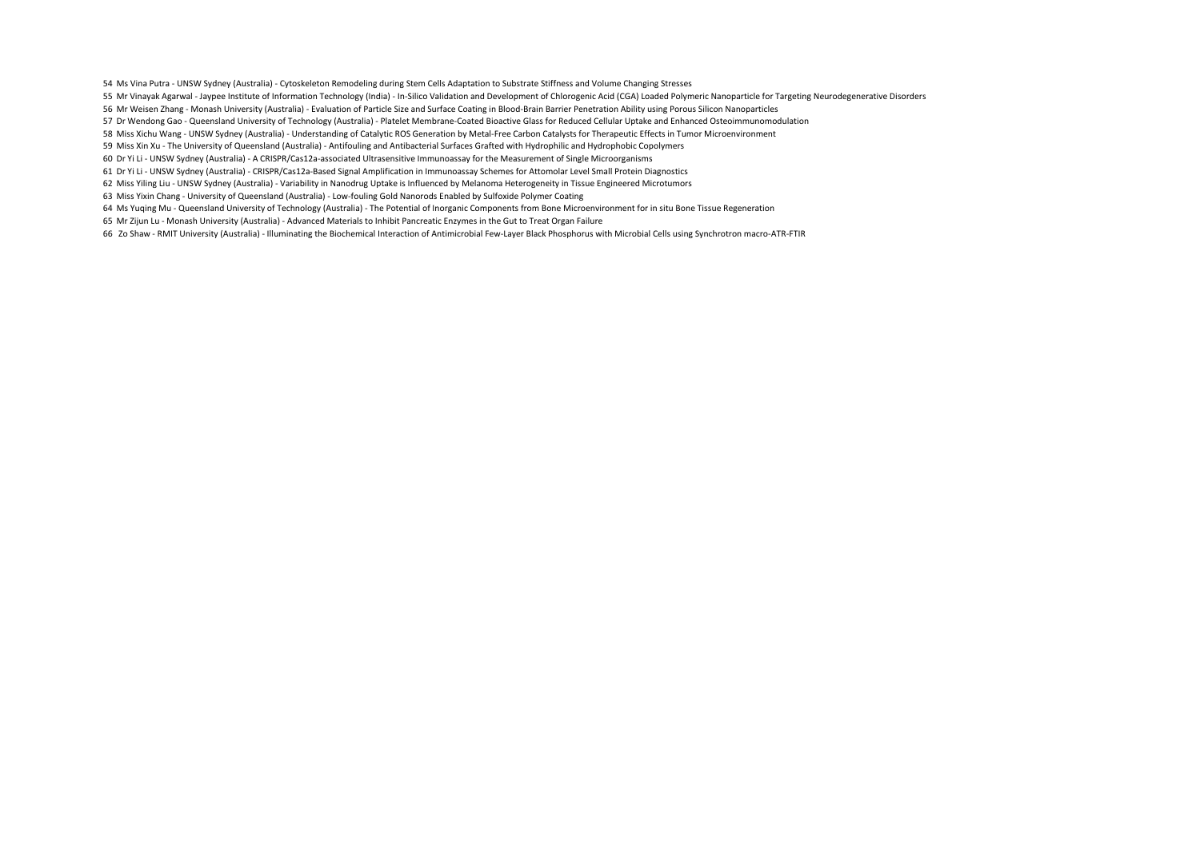54 Ms Vina Putra - UNSW Sydney (Australia) - Cytoskeleton Remodeling during Stem Cells Adaptation to Substrate Stiffness and Volume Changing Stresses

55 Mr Vinayak Agarwal - Jaypee Institute of Information Technology (India) - In-Silico Validation and Development of Chlorogenic Acid (CGA) Loaded Polymeric Nanoparticle for Targeting Neurodegenerative Disorders

56 Mr Weisen Zhang - Monash University (Australia) - Evaluation of Particle Size and Surface Coating in Blood-Brain Barrier Penetration Ability using Porous Silicon Nanoparticles

57 Dr Wendong Gao - Queensland University of Technology (Australia) - Platelet Membrane-Coated Bioactive Glass for Reduced Cellular Uptake and Enhanced Osteoimmunomodulation

58 Miss Xichu Wang - UNSW Sydney (Australia) - Understanding of Catalytic ROS Generation by Metal-Free Carbon Catalysts for Therapeutic Effects in Tumor Microenvironment

59 Miss Xin Xu - The University of Queensland (Australia) - Antifouling and Antibacterial Surfaces Grafted with Hydrophilic and Hydrophobic Copolymers

60 Dr Yi Li - UNSW Sydney (Australia) - A CRISPR/Cas12a-associated Ultrasensitive Immunoassay for the Measurement of Single Microorganisms

61 Dr Yi Li - UNSW Sydney (Australia) - CRISPR/Cas12a-Based Signal Amplification in Immunoassay Schemes for Attomolar Level Small Protein Diagnostics

62 Miss Yiling Liu - UNSW Sydney (Australia) - Variability in Nanodrug Uptake is Influenced by Melanoma Heterogeneity in Tissue Engineered Microtumors

63 Miss Yixin Chang - University of Queensland (Australia) - Low-fouling Gold Nanorods Enabled by Sulfoxide Polymer Coating

64 Ms Yuqing Mu - Queensland University of Technology (Australia) - The Potential of Inorganic Components from Bone Microenvironment for in situ Bone Tissue Regeneration

65 Mr Zijun Lu - Monash University (Australia) - Advanced Materials to Inhibit Pancreatic Enzymes in the Gut to Treat Organ Failure

66 Zo Shaw - RMIT University (Australia) - Illuminating the Biochemical Interaction of Antimicrobial Few-Layer Black Phosphorus with Microbial Cells using Synchrotron macro-ATR-FTIR